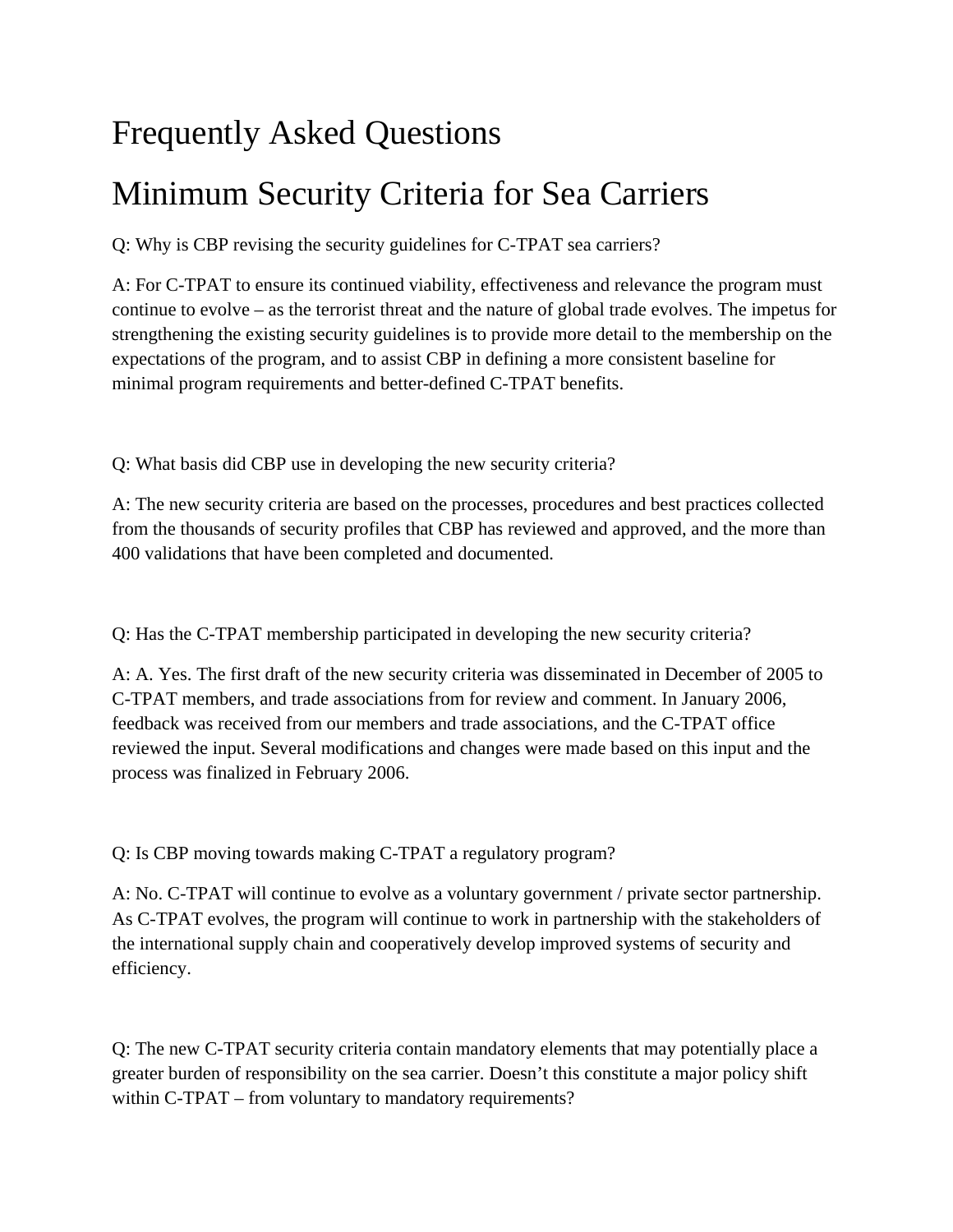# Frequently Asked Questions

# Minimum Security Criteria for Sea Carriers

Q: Why is CBP revising the security guidelines for C-TPAT sea carriers?

A: For C-TPAT to ensure its continued viability, effectiveness and relevance the program must continue to evolve – as the terrorist threat and the nature of global trade evolves. The impetus for strengthening the existing security guidelines is to provide more detail to the membership on the expectations of the program, and to assist CBP in defining a more consistent baseline for minimal program requirements and better-defined C-TPAT benefits.

Q: What basis did CBP use in developing the new security criteria?

A: The new security criteria are based on the processes, procedures and best practices collected from the thousands of security profiles that CBP has reviewed and approved, and the more than 400 validations that have been completed and documented.

Q: Has the C-TPAT membership participated in developing the new security criteria?

A: A. Yes. The first draft of the new security criteria was disseminated in December of 2005 to C-TPAT members, and trade associations from for review and comment. In January 2006, feedback was received from our members and trade associations, and the C-TPAT office reviewed the input. Several modifications and changes were made based on this input and the process was finalized in February 2006.

Q: Is CBP moving towards making C-TPAT a regulatory program?

A: No. C-TPAT will continue to evolve as a voluntary government / private sector partnership. As C-TPAT evolves, the program will continue to work in partnership with the stakeholders of the international supply chain and cooperatively develop improved systems of security and efficiency.

Q: The new C-TPAT security criteria contain mandatory elements that may potentially place a greater burden of responsibility on the sea carrier. Doesn't this constitute a major policy shift within C-TPAT – from voluntary to mandatory requirements?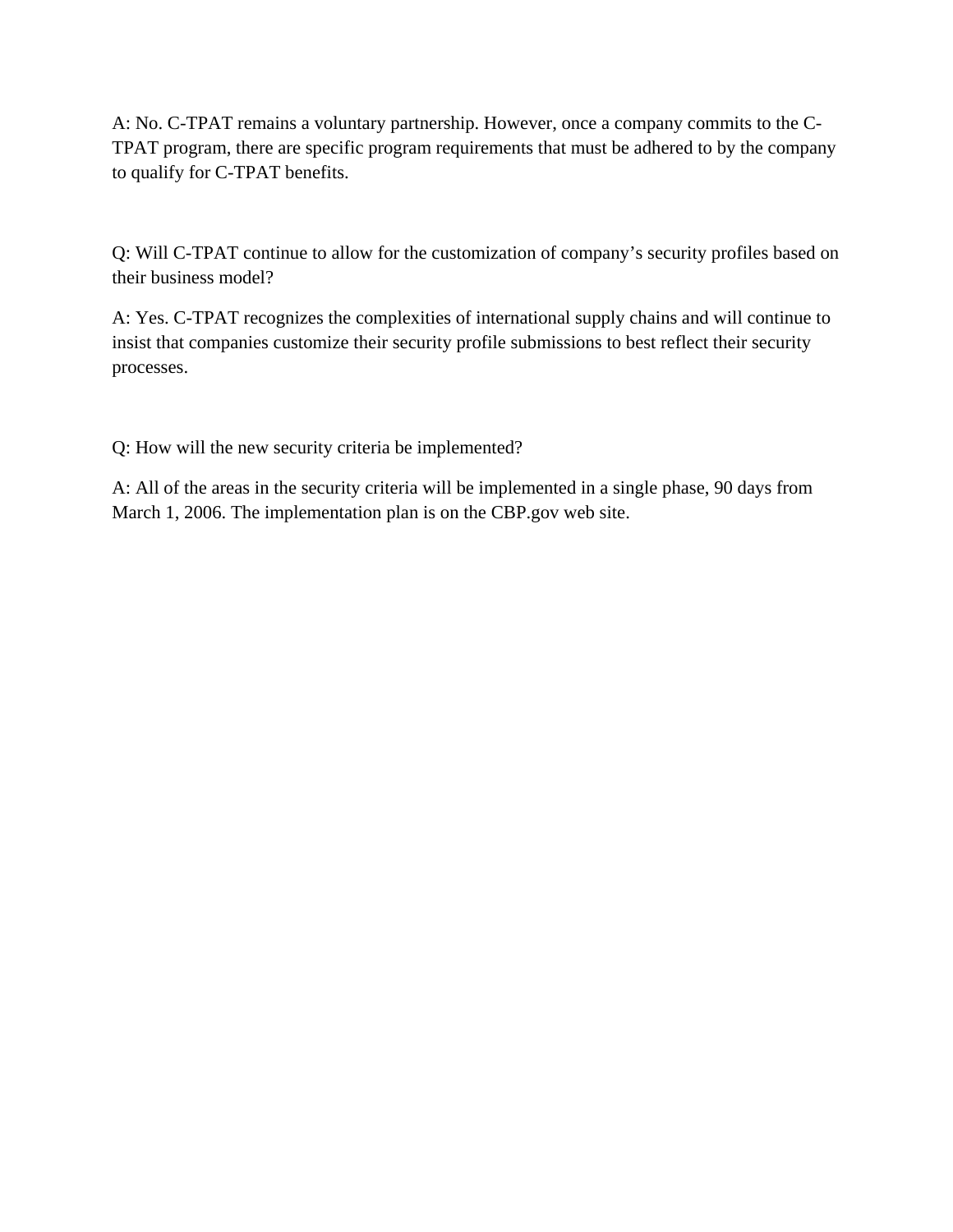A: No. C-TPAT remains a voluntary partnership. However, once a company commits to the C-TPAT program, there are specific program requirements that must be adhered to by the company to qualify for C-TPAT benefits.

Q: Will C-TPAT continue to allow for the customization of company's security profiles based on their business model?

A: Yes. C-TPAT recognizes the complexities of international supply chains and will continue to insist that companies customize their security profile submissions to best reflect their security processes.

Q: How will the new security criteria be implemented?

A: All of the areas in the security criteria will be implemented in a single phase, 90 days from March 1, 2006. The implementation plan is on the CBP.gov web site.